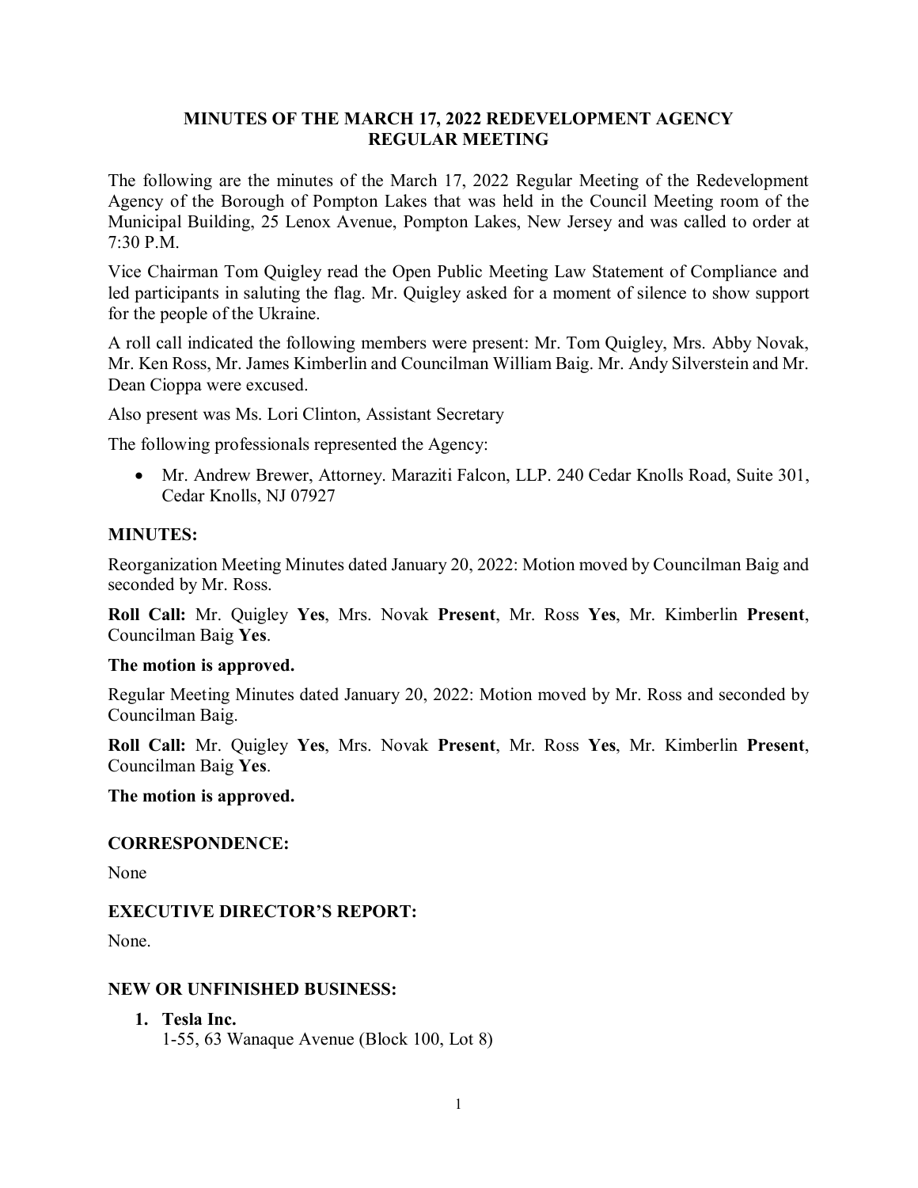# MINUTES OF THE MARCH 17, 2022 REDEVELOPMENT AGENCY REGULAR MEETING

The following are the minutes of the March 17, 2022 Regular Meeting of the Redevelopment Agency of the Borough of Pompton Lakes that was held in the Council Meeting room of the Municipal Building, 25 Lenox Avenue, Pompton Lakes, New Jersey and was called to order at 7:30 P.M.

Vice Chairman Tom Quigley read the Open Public Meeting Law Statement of Compliance and led participants in saluting the flag. Mr. Quigley asked for a moment of silence to show support for the people of the Ukraine.

A roll call indicated the following members were present: Mr. Tom Quigley, Mrs. Abby Novak, Mr. Ken Ross, Mr. James Kimberlin and Councilman William Baig. Mr. Andy Silverstein and Mr. Dean Cioppa were excused.

Also present was Ms. Lori Clinton, Assistant Secretary

The following professionals represented the Agency:

- Mr. Andrew Brewer, Attorney. Maraziti Falcon, LLP. 240 Cedar Knolls Road, Suite 301, Cedar Knolls, NJ 07927

## MINUTES:

Reorganization Meeting Minutes dated January 20, 2022: Motion moved by Councilman Baig and seconded by Mr. Ross.

**Roll Call:** Mr. Quigley **Yes**, Mrs. Novak **Present**, Mr. Ross **Yes**, Mr. Kimberlin **Present**, Councilman Baig **Yes**.

**The motion is approved.**

Regular Meeting Minutes dated January 20, 2022: Motion moved by Mr. Ross and seconded by Councilman Baig.

**Roll Call:** Mr. Quigley **Yes**, Mrs. Novak **Present**, Mr. Ross **Yes**, Mr. Kimberlin **Present**, Councilman Baig **Yes**.

**The motion is approved.**

## CORRESPONDENCE:

None

## EXECUTIVE DIRECTOR'S REPORT:

None.

## NEW OR UNFINISHED BUSINESS:

1. **Tesla Inc.**
   1-55, 63 Wanaque Avenue (Block 100, Lot 8)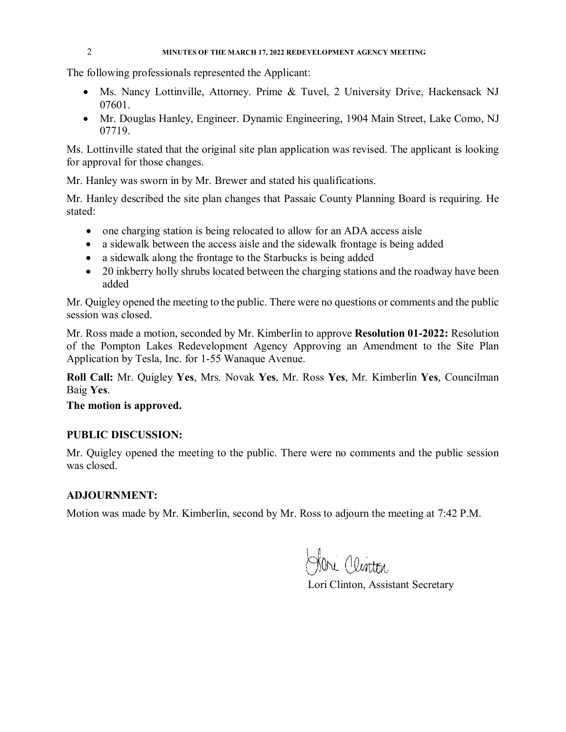The following professionals represented the Applicant:

- Ms. Nancy Lottinville, Attorney. Prime & Tuvel, 2 University Drive, Hackensack NJ 07601.
- Mr. Douglas Hanley, Engineer. Dynamic Engineering, 1904 Main Street, Lake Como, NJ 07719.

Ms. Lottinville stated that the original site plan application was revised. The applicant is looking for approval for those changes.

Mr. Hanley was sworn in by Mr. Brewer and stated his qualifications.

Mr. Hanley described the site plan changes that Passaic County Planning Board is requiring. He stated:

- one charging station is being relocated to allow for an ADA access aisle
- a sidewalk between the access aisle and the sidewalk frontage is being added
- a sidewalk along the frontage to the Starbucks is being added
- 20 inkberry holly shrubs located between the charging stations and the roadway have been added

Mr. Quigley opened the meeting to the public. There were no questions or comments and the public session was closed.

Mr. Ross made a motion, seconded by Mr. Kimberlin to approve **Resolution 01-2022:** Resolution of the Pompton Lakes Redevelopment Agency Approving an Amendment to the Site Plan Application by Tesla, Inc. for 1-55 Wanaque Avenue.

**Roll Call:** Mr. Quigley **Yes**, Mrs. Novak **Yes**, Mr. Ross **Yes**, Mr. Kimberlin **Yes**, Councilman Baig **Yes**.

**The motion is approved.**

**PUBLIC DISCUSSION:**

Mr. Quigley opened the meeting to the public. There were no comments and the public session was closed.

**ADJOURNMENT:**

Motion was made by Mr. Kimberlin, second by Mr. Ross to adjourn the meeting at 7:42 P.M.

Lori Clinton

Lori Clinton, Assistant Secretary